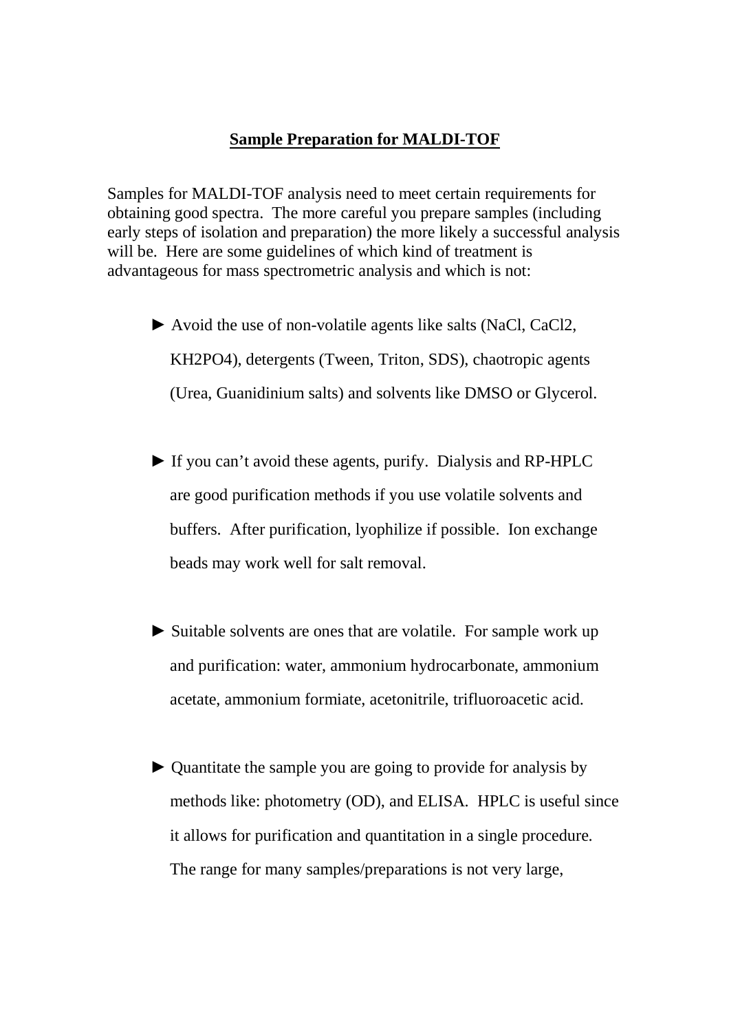# Sample Preparation for MALDI-TOF

Samples for MALDI-TOF analysis need to meet certain requirements for obtaining good spectra. The more careful you prepare samples (including early steps of isolation and preparation) the more likely a successful analysis will be. Here are some guidelines of which kind of treatment is advantageous for mass spectrometric analysis and which is not:

► Avoid the use of non-volatile agents like salts (NaCl, $CaCl_2$, $KH_2PO_4$), detergents (Tween, Triton, SDS), chaotropic agents (Urea, Guanidinium salts) and solvents like DMSO or Glycerol.

► If you can't avoid these agents, purify. Dialysis and RP-HPLC are good purification methods if you use volatile solvents and buffers. After purification, lyophilize if possible. Ion exchange beads may work well for salt removal.

► Suitable solvents are ones that are volatile. For sample work up and purification: water, ammonium hydrocarbonate, ammonium acetate, ammonium formiate, acetonitrile, trifluoroacetic acid.

► Quantitate the sample you are going to provide for analysis by methods like: photometry (OD), and ELISA. HPLC is useful since it allows for purification and quantitation in a single procedure. The range for many samples/preparations is not very large,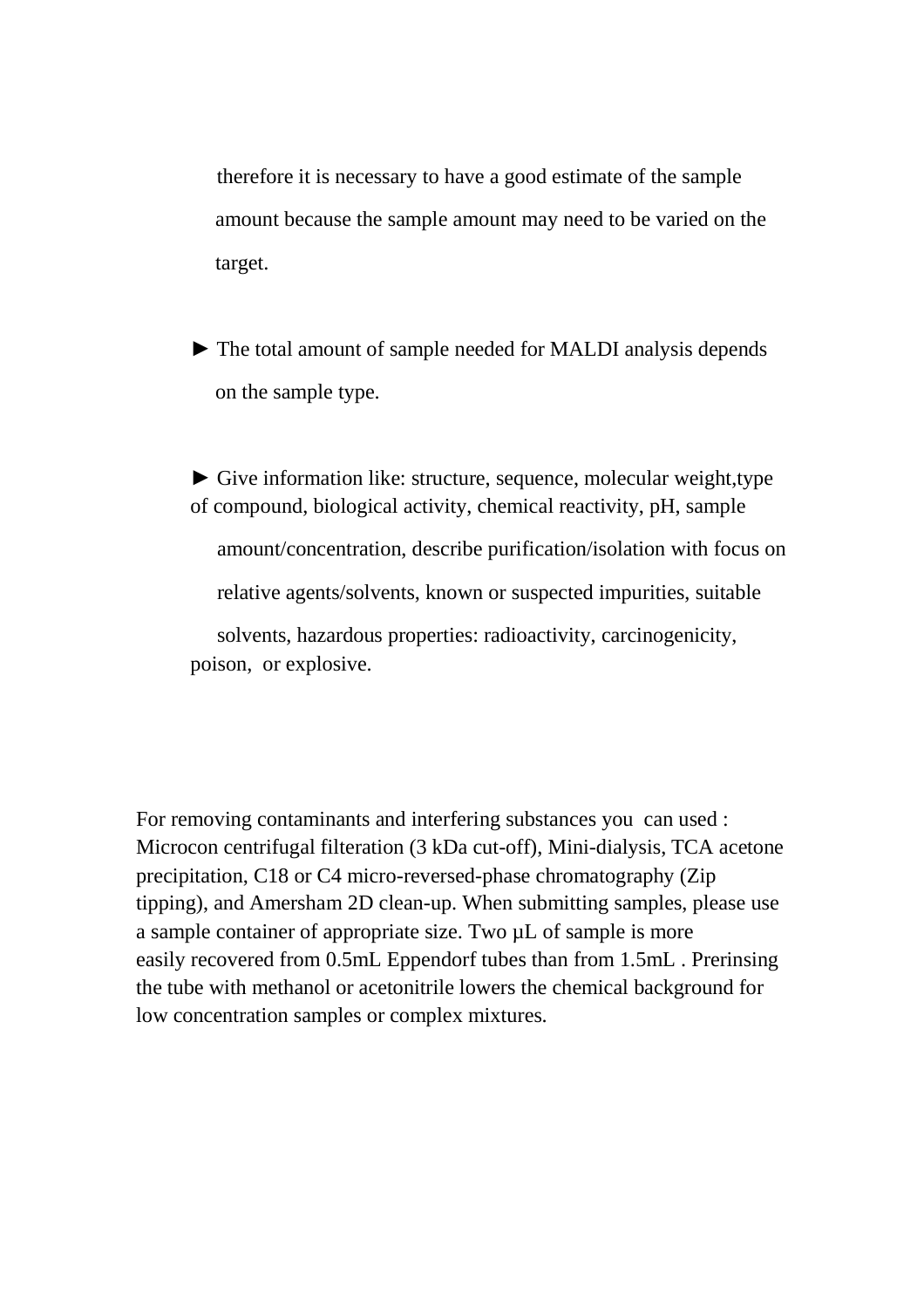therefore it is necessary to have a good estimate of the sample amount because the sample amount may need to be varied on the target.

► The total amount of sample needed for MALDI analysis depends on the sample type.

► Give information like: structure, sequence, molecular weight,type of compound, biological activity, chemical reactivity, pH, sample amount/concentration, describe purification/isolation with focus on relative agents/solvents, known or suspected impurities, suitable solvents, hazardous properties: radioactivity, carcinogenicity, poison, or explosive.

For removing contaminants and interfering substances you can used : Microcon centrifugal filteration (3 kDa cut-off), Mini-dialysis, TCA acetone precipitation, C18 or C4 micro-reversed-phase chromatography (Zip tipping), and Amersham 2D clean-up. When submitting samples, please use a sample container of appropriate size. Two µL of sample is more easily recovered from 0.5mL Eppendorf tubes than from 1.5mL . Prerinsing the tube with methanol or acetonitrile lowers the chemical background for low concentration samples or complex mixtures.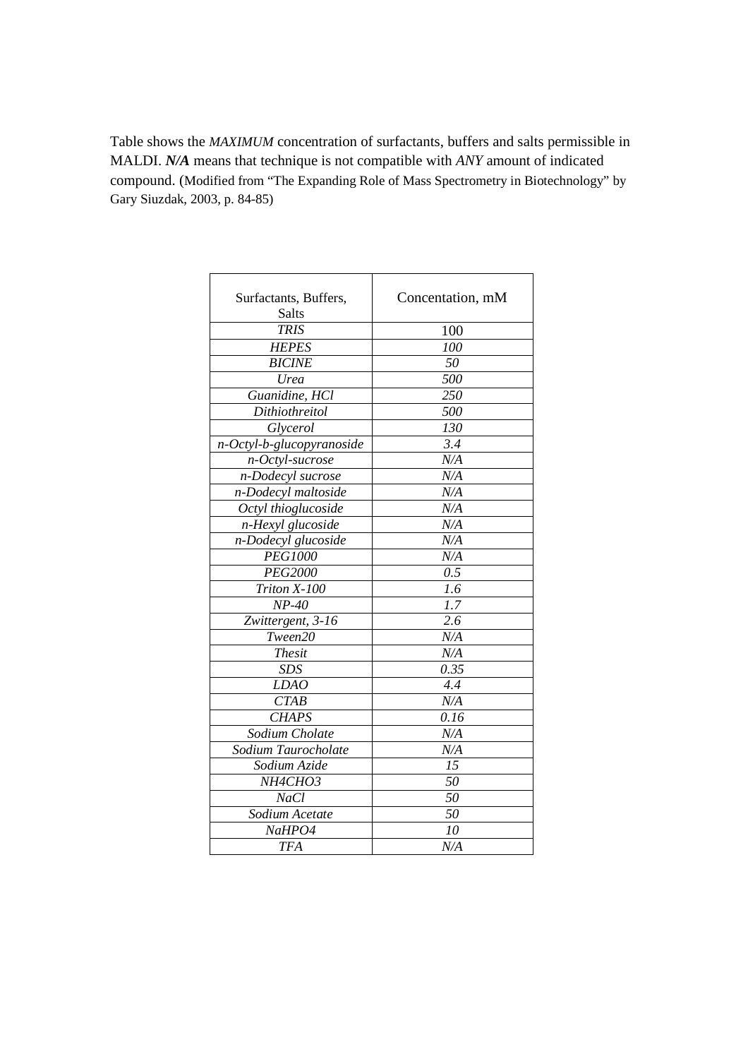Table shows the *MAXIMUM* concentration of surfactants, buffers and salts permissible in MALDI. ***N/A*** means that technique is not compatible with *ANY* amount of indicated compound. (Modified from "The Expanding Role of Mass Spectrometry in Biotechnology" by Gary Siuzdak, 2003, p. 84-85)

| Surfactants, Buffers, Salts | Concentation, mM |
|---|---|
| *TRIS* | 100 |
| *HEPES* | *100* |
| *BICINE* | *50* |
| *Urea* | *500* |
| *Guanidine, HCl* | *250* |
| *Dithiothreitol* | *500* |
| *Glycerol* | *130* |
| *n-Octyl-b-glucopyranoside* | *3.4* |
| *n-Octyl-sucrose* | *N/A* |
| *n-Dodecyl sucrose* | *N/A* |
| *n-Dodecyl maltoside* | *N/A* |
| *Octyl thioglucoside* | *N/A* |
| *n-Hexyl glucoside* | *N/A* |
| *n-Dodecyl glucoside* | *N/A* |
| *PEG1000* | *N/A* |
| *PEG2000* | *0.5* |
| *Triton X-100* | *1.6* |
| *NP-40* | *1.7* |
| *Zwittergent, 3-16* | *2.6* |
| *Tween20* | *N/A* |
| *Thesit* | *N/A* |
| *SDS* | *0.35* |
| *LDAO* | *4.4* |
| *CTAB* | *N/A* |
| *CHAPS* | *0.16* |
| *Sodium Cholate* | *N/A* |
| *Sodium Taurocholate* | *N/A* |
| *Sodium Azide* | *15* |
| *NH4CHO3* | *50* |
| *NaCl* | *50* |
| *Sodium Acetate* | *50* |
| *NaHPO4* | *10* |
| *TFA* | *N/A* |